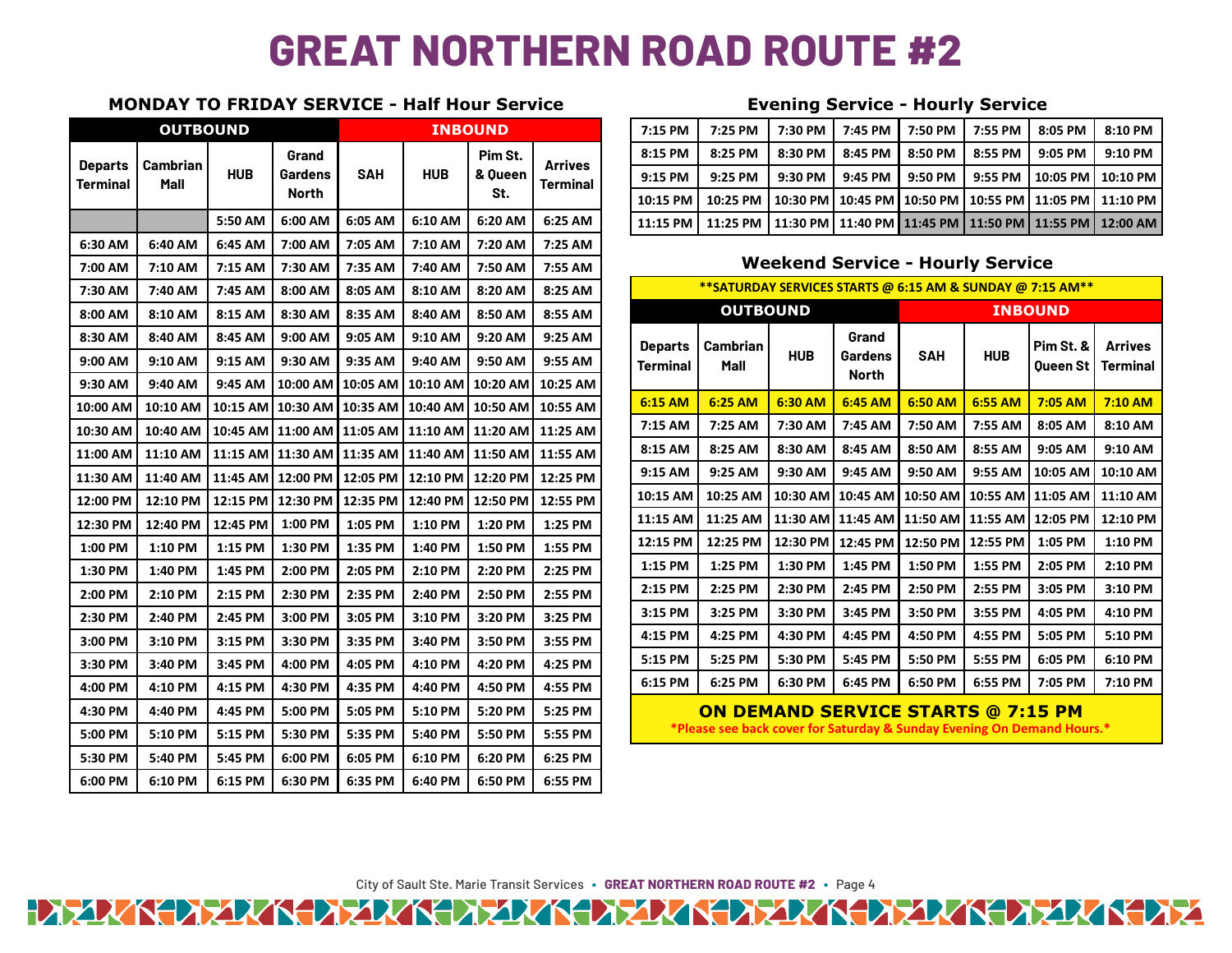# GREAT NORTHERN ROAD ROUTE #2

### MONDAY TO FRIDAY SERVICE - Half Hour Service

| OUTBOUND | | | | INBOUND | | | |
|---|---|---|---|---|---|---|---|
| Departs Terminal | Cambrian Mall | HUB | Grand Gardens North | SAH | HUB | Pim St. & Queen St. | Arrives Terminal |
| | | 5:50 AM | 6:00 AM | 6:05 AM | 6:10 AM | 6:20 AM | 6:25 AM |
| 6:30 AM | 6:40 AM | 6:45 AM | 7:00 AM | 7:05 AM | 7:10 AM | 7:20 AM | 7:25 AM |
| 7:00 AM | 7:10 AM | 7:15 AM | 7:30 AM | 7:35 AM | 7:40 AM | 7:50 AM | 7:55 AM |
| 7:30 AM | 7:40 AM | 7:45 AM | 8:00 AM | 8:05 AM | 8:10 AM | 8:20 AM | 8:25 AM |
| 8:00 AM | 8:10 AM | 8:15 AM | 8:30 AM | 8:35 AM | 8:40 AM | 8:50 AM | 8:55 AM |
| 8:30 AM | 8:40 AM | 8:45 AM | 9:00 AM | 9:05 AM | 9:10 AM | 9:20 AM | 9:25 AM |
| 9:00 AM | 9:10 AM | 9:15 AM | 9:30 AM | 9:35 AM | 9:40 AM | 9:50 AM | 9:55 AM |
| 9:30 AM | 9:40 AM | 9:45 AM | 10:00 AM | 10:05 AM | 10:10 AM | 10:20 AM | 10:25 AM |
| 10:00 AM | 10:10 AM | 10:15 AM | 10:30 AM | 10:35 AM | 10:40 AM | 10:50 AM | 10:55 AM |
| 10:30 AM | 10:40 AM | 10:45 AM | 11:00 AM | 11:05 AM | 11:10 AM | 11:20 AM | 11:25 AM |
| 11:00 AM | 11:10 AM | 11:15 AM | 11:30 AM | 11:35 AM | 11:40 AM | 11:50 AM | 11:55 AM |
| 11:30 AM | 11:40 AM | 11:45 AM | 12:00 PM | 12:05 PM | 12:10 PM | 12:20 PM | 12:25 PM |
| 12:00 PM | 12:10 PM | 12:15 PM | 12:30 PM | 12:35 PM | 12:40 PM | 12:50 PM | 12:55 PM |
| 12:30 PM | 12:40 PM | 12:45 PM | 1:00 PM | 1:05 PM | 1:10 PM | 1:20 PM | 1:25 PM |
| 1:00 PM | 1:10 PM | 1:15 PM | 1:30 PM | 1:35 PM | 1:40 PM | 1:50 PM | 1:55 PM |
| 1:30 PM | 1:40 PM | 1:45 PM | 2:00 PM | 2:05 PM | 2:10 PM | 2:20 PM | 2:25 PM |
| 2:00 PM | 2:10 PM | 2:15 PM | 2:30 PM | 2:35 PM | 2:40 PM | 2:50 PM | 2:55 PM |
| 2:30 PM | 2:40 PM | 2:45 PM | 3:00 PM | 3:05 PM | 3:10 PM | 3:20 PM | 3:25 PM |
| 3:00 PM | 3:10 PM | 3:15 PM | 3:30 PM | 3:35 PM | 3:40 PM | 3:50 PM | 3:55 PM |
| 3:30 PM | 3:40 PM | 3:45 PM | 4:00 PM | 4:05 PM | 4:10 PM | 4:20 PM | 4:25 PM |
| 4:00 PM | 4:10 PM | 4:15 PM | 4:30 PM | 4:35 PM | 4:40 PM | 4:50 PM | 4:55 PM |
| 4:30 PM | 4:40 PM | 4:45 PM | 5:00 PM | 5:05 PM | 5:10 PM | 5:20 PM | 5:25 PM |
| 5:00 PM | 5:10 PM | 5:15 PM | 5:30 PM | 5:35 PM | 5:40 PM | 5:50 PM | 5:55 PM |
| 5:30 PM | 5:40 PM | 5:45 PM | 6:00 PM | 6:05 PM | 6:10 PM | 6:20 PM | 6:25 PM |
| 6:00 PM | 6:10 PM | 6:15 PM | 6:30 PM | 6:35 PM | 6:40 PM | 6:50 PM | 6:55 PM |

### Evening Service - Hourly Service

| | | | | | | | |
|---|---|---|---|---|---|---|---|
| 7:15 PM | 7:25 PM | 7:30 PM | 7:45 PM | 7:50 PM | 7:55 PM | 8:05 PM | 8:10 PM |
| 8:15 PM | 8:25 PM | 8:30 PM | 8:45 PM | 8:50 PM | 8:55 PM | 9:05 PM | 9:10 PM |
| 9:15 PM | 9:25 PM | 9:30 PM | 9:45 PM | 9:50 PM | 9:55 PM | 10:05 PM | 10:10 PM |
| 10:15 PM | 10:25 PM | 10:30 PM | 10:45 PM | 10:50 PM | 10:55 PM | 11:05 PM | 11:10 PM |
| 11:15 PM | 11:25 PM | 11:30 PM | 11:40 PM | 11:45 PM | 11:50 PM | 11:55 PM | 12:00 AM |

### Weekend Service - Hourly Service

| **SATURDAY SERVICES STARTS @ 6:15 AM & SUNDAY @ 7:15 AM** | | | | | | | |
|---|---|---|---|---|---|---|---|
| OUTBOUND | | | | INBOUND | | | |
| Departs Terminal | Cambrian Mall | HUB | Grand Gardens North | SAH | HUB | Pim St. & Queen St | Arrives Terminal |
| 6:15 AM | 6:25 AM | 6:30 AM | 6:45 AM | 6:50 AM | 6:55 AM | 7:05 AM | 7:10 AM |
| 7:15 AM | 7:25 AM | 7:30 AM | 7:45 AM | 7:50 AM | 7:55 AM | 8:05 AM | 8:10 AM |
| 8:15 AM | 8:25 AM | 8:30 AM | 8:45 AM | 8:50 AM | 8:55 AM | 9:05 AM | 9:10 AM |
| 9:15 AM | 9:25 AM | 9:30 AM | 9:45 AM | 9:50 AM | 9:55 AM | 10:05 AM | 10:10 AM |
| 10:15 AM | 10:25 AM | 10:30 AM | 10:45 AM | 10:50 AM | 10:55 AM | 11:05 AM | 11:10 AM |
| 11:15 AM | 11:25 AM | 11:30 AM | 11:45 AM | 11:50 AM | 11:55 AM | 12:05 PM | 12:10 PM |
| 12:15 PM | 12:25 PM | 12:30 PM | 12:45 PM | 12:50 PM | 12:55 PM | 1:05 PM | 1:10 PM |
| 1:15 PM | 1:25 PM | 1:30 PM | 1:45 PM | 1:50 PM | 1:55 PM | 2:05 PM | 2:10 PM |
| 2:15 PM | 2:25 PM | 2:30 PM | 2:45 PM | 2:50 PM | 2:55 PM | 3:05 PM | 3:10 PM |
| 3:15 PM | 3:25 PM | 3:30 PM | 3:45 PM | 3:50 PM | 3:55 PM | 4:05 PM | 4:10 PM |
| 4:15 PM | 4:25 PM | 4:30 PM | 4:45 PM | 4:50 PM | 4:55 PM | 5:05 PM | 5:10 PM |
| 5:15 PM | 5:25 PM | 5:30 PM | 5:45 PM | 5:50 PM | 5:55 PM | 6:05 PM | 6:10 PM |
| 6:15 PM | 6:25 PM | 6:30 PM | 6:45 PM | 6:50 PM | 6:55 PM | 7:05 PM | 7:10 PM |

**ON DEMAND SERVICE STARTS @ 7:15 PM**

*Please see back cover for Saturday & Sunday Evening On Demand Hours.*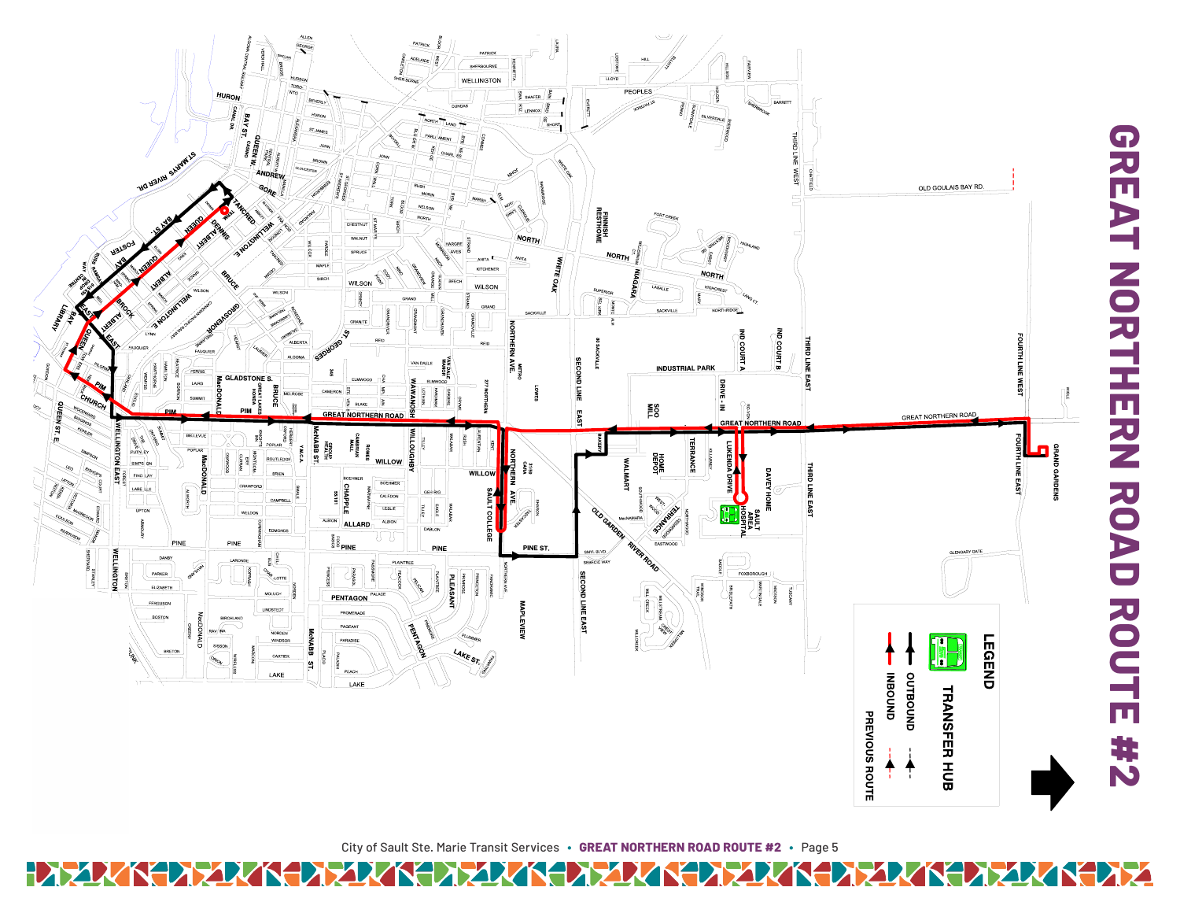# GREAT NORTHERN ROAD ROUTE #2

LEGEND

TRANSFER HUB

OUTBOUND

INBOUND

PREVIOUS ROUTE